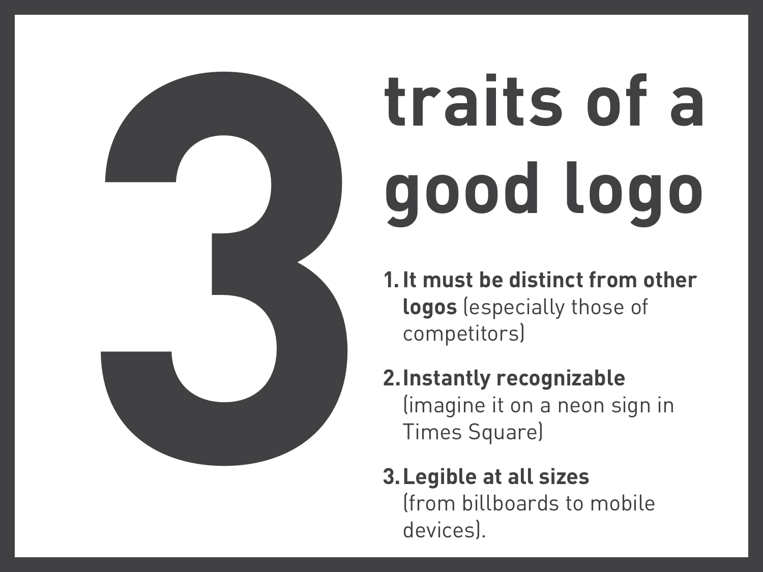# 3 traits of a good logo

1. **It must be distinct from other logos** (especially those of competitors)
2. **Instantly recognizable** (imagine it on a neon sign in Times Square)
3. **Legible at all sizes** (from billboards to mobile devices).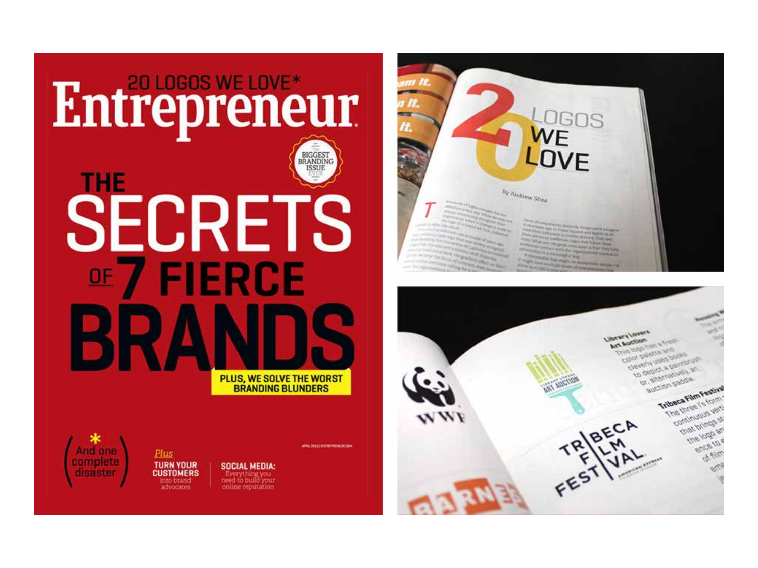20 LOGOS WE LOVE*

# Entrepreneur

THE BIGGEST BRANDING ISSUE EVER

## THE SECRETS OF 7 FIERCE BRANDS

PLUS, WE SOLVE THE WORST BRANDING BLUNDERS

\* And one complete disaster

*Plus*

**TURN YOUR CUSTOMERS** into brand advocates

**SOCIAL MEDIA:** Everything you need to build your online reputation

APRIL 2013 | ENTREPRENEUR.COM

# 20 LOGOS WE LOVE

By Andrew Shea

**Library Lovers Art Auction**
This logo has a fresh color palette and cleverly uses books to depict a paintbrush or, alternatively, an auction paddle.

**Tribeca Film Festival**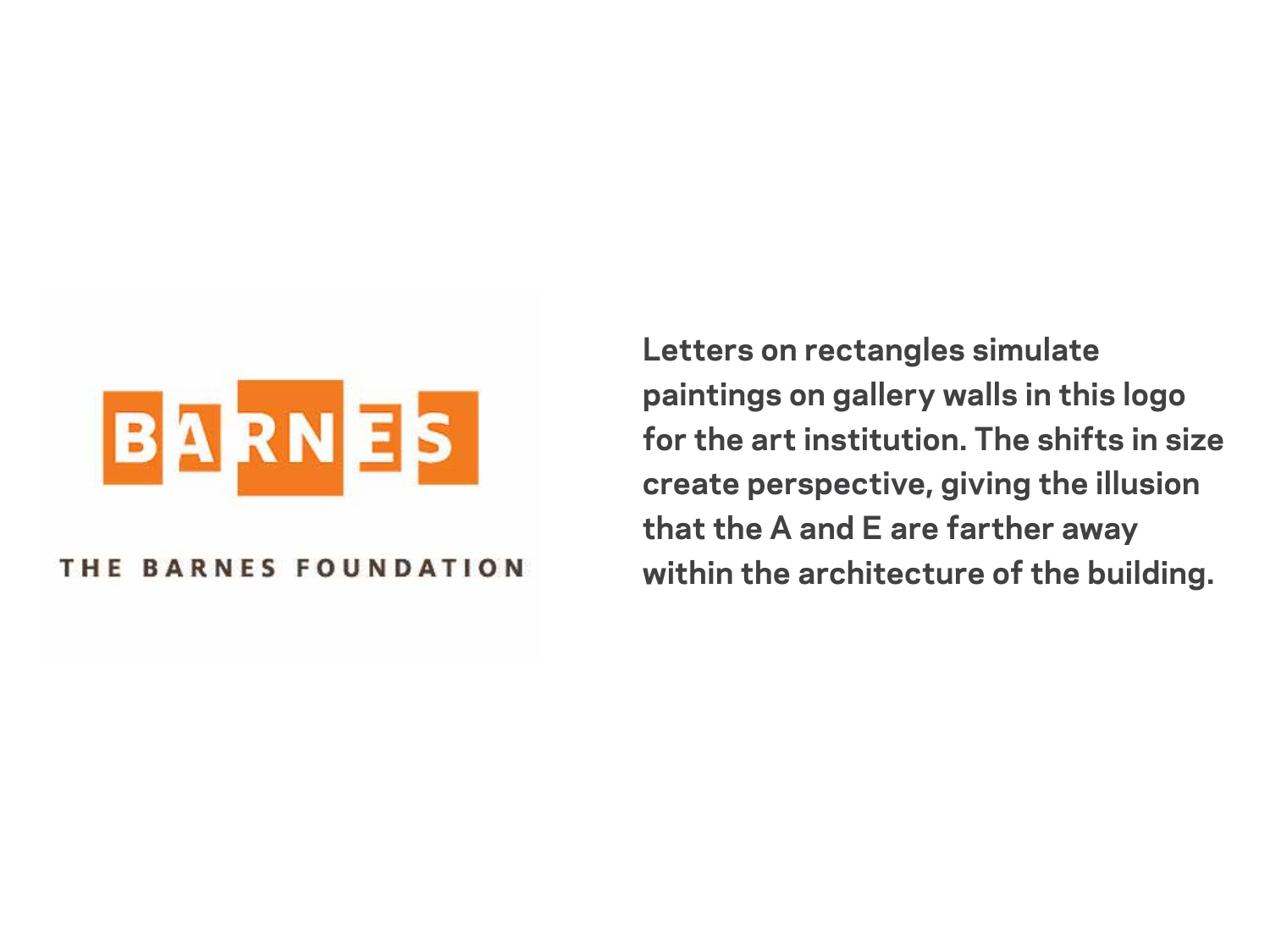BARNES

THE BARNES FOUNDATION

Letters on rectangles simulate paintings on gallery walls in this logo for the art institution. The shifts in size create perspective, giving the illusion that the A and E are farther away within the architecture of the building.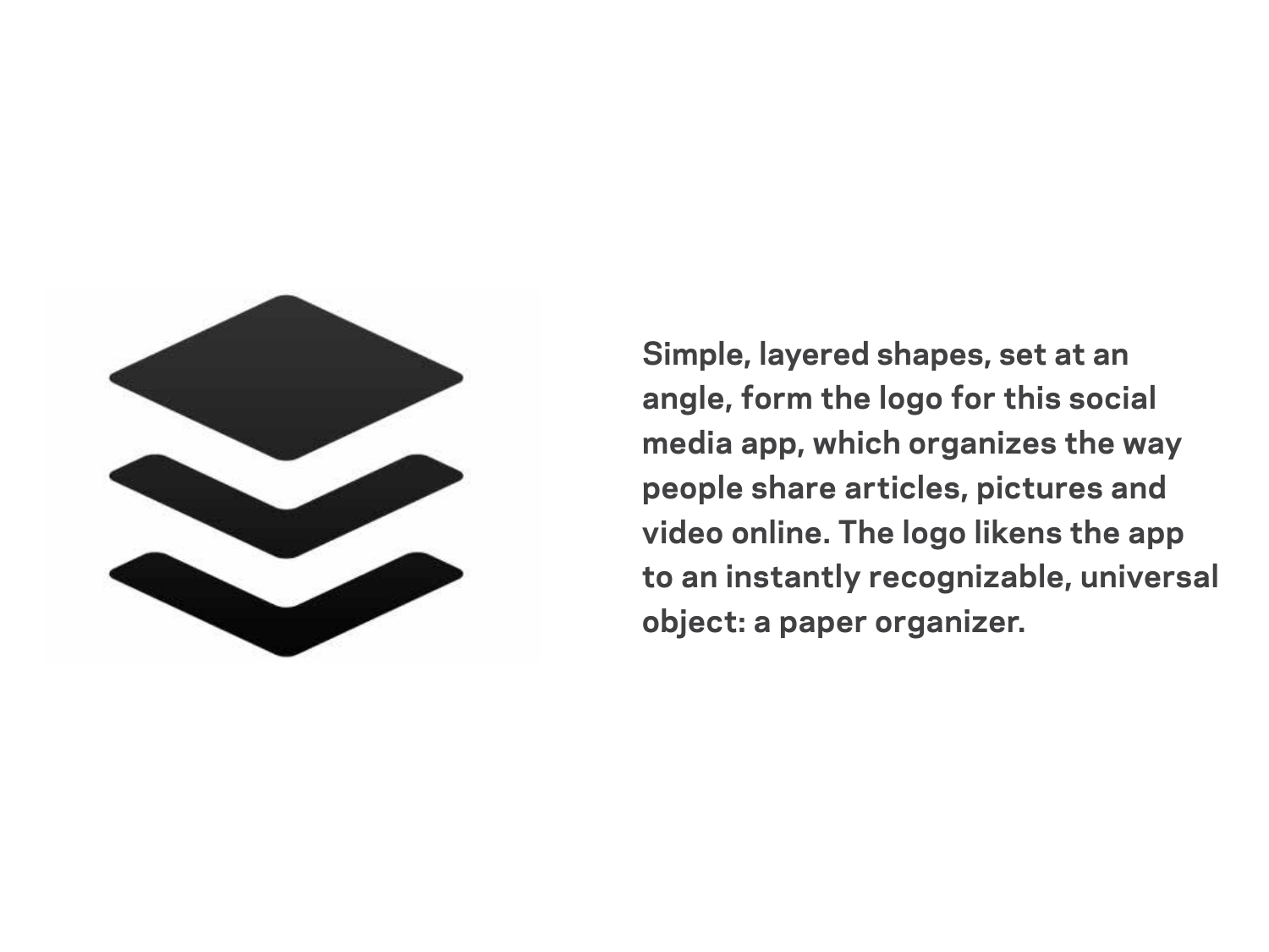Simple, layered shapes, set at an angle, form the logo for this social media app, which organizes the way people share articles, pictures and video online. The logo likens the app to an instantly recognizable, universal object: a paper organizer.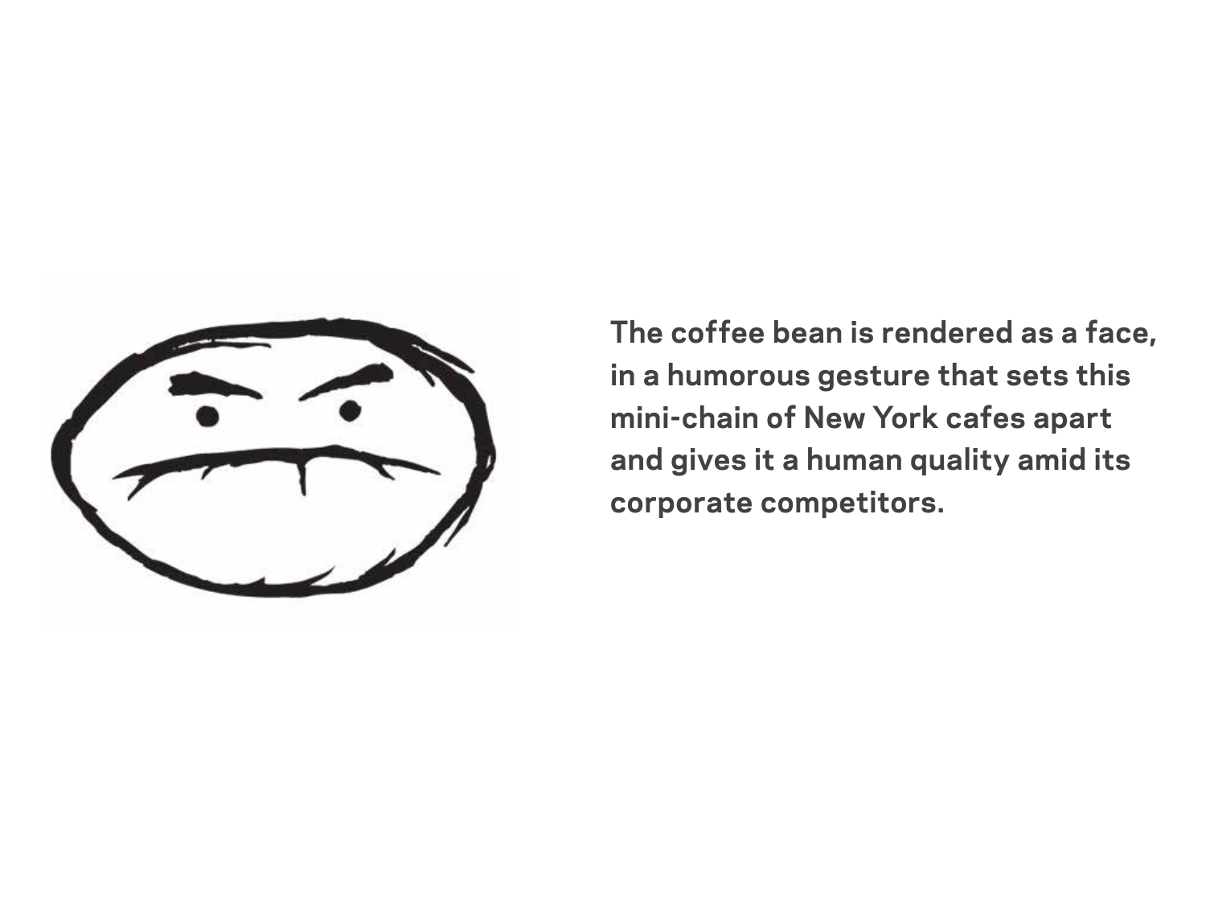The coffee bean is rendered as a face, in a humorous gesture that sets this mini-chain of New York cafes apart and gives it a human quality amid its corporate competitors.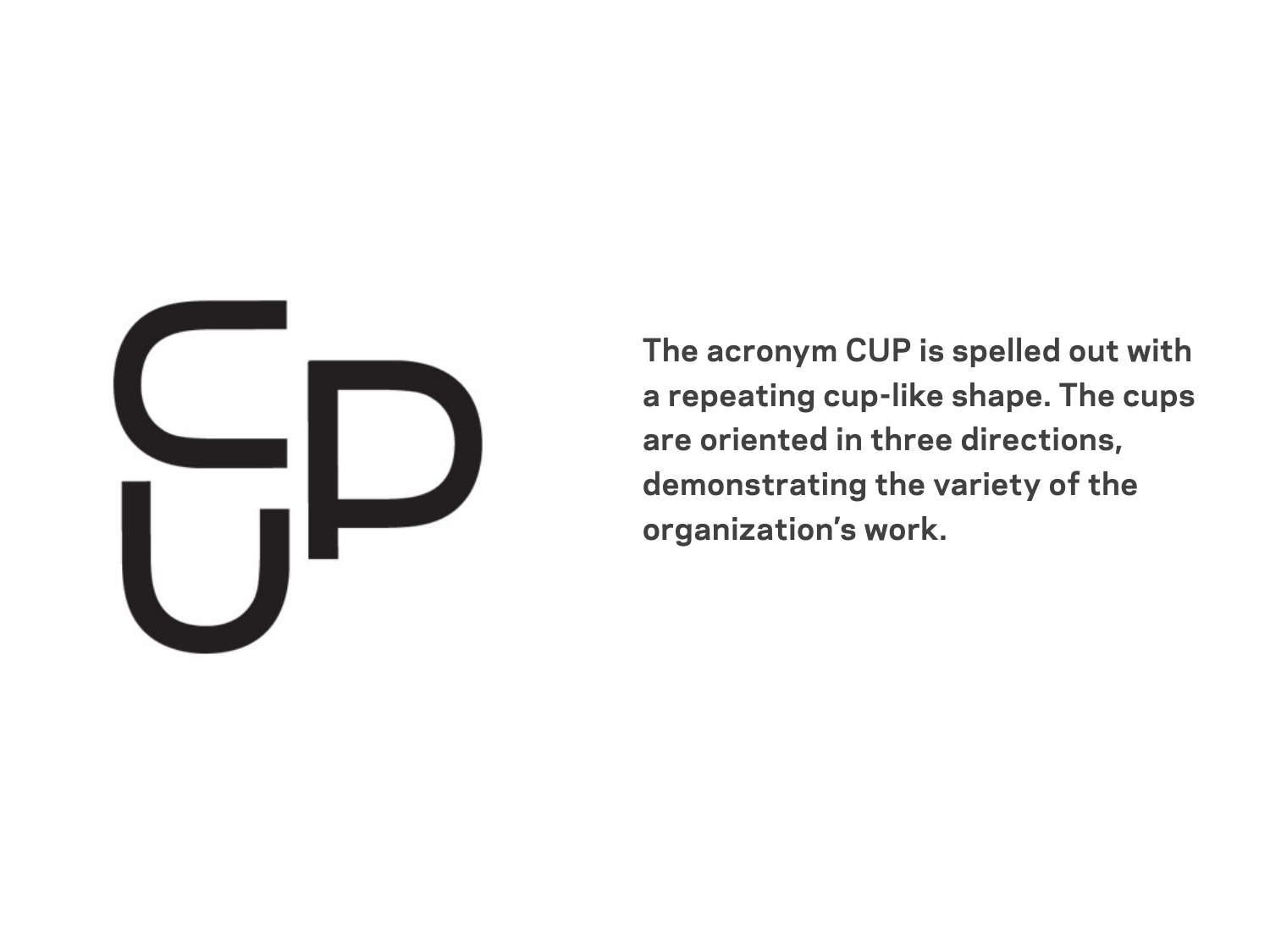The acronym CUP is spelled out with a repeating cup-like shape. The cups are oriented in three directions, demonstrating the variety of the organization's work.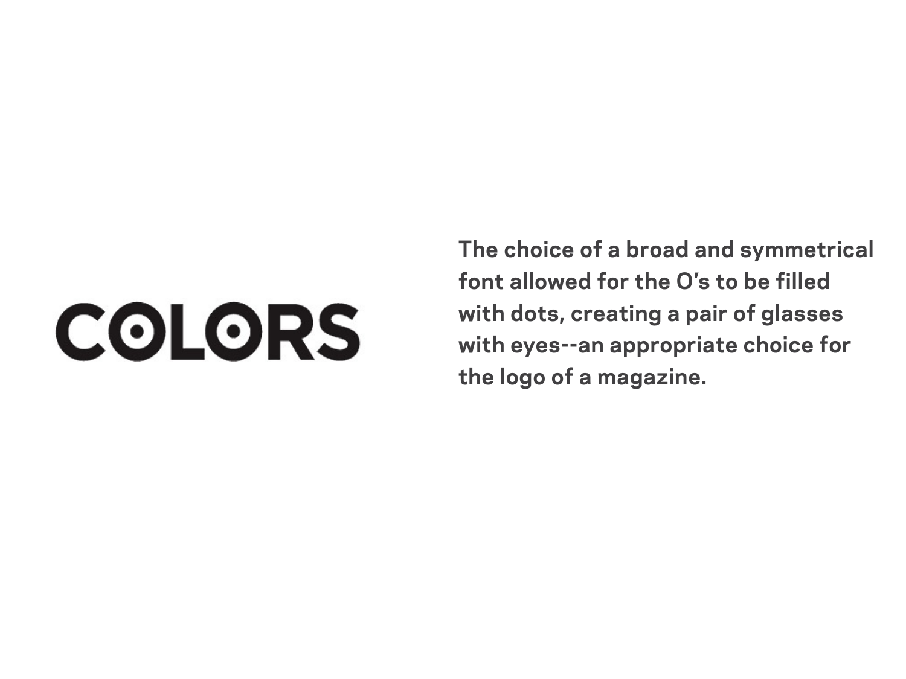COLORS

The choice of a broad and symmetrical font allowed for the O's to be filled with dots, creating a pair of glasses with eyes--an appropriate choice for the logo of a magazine.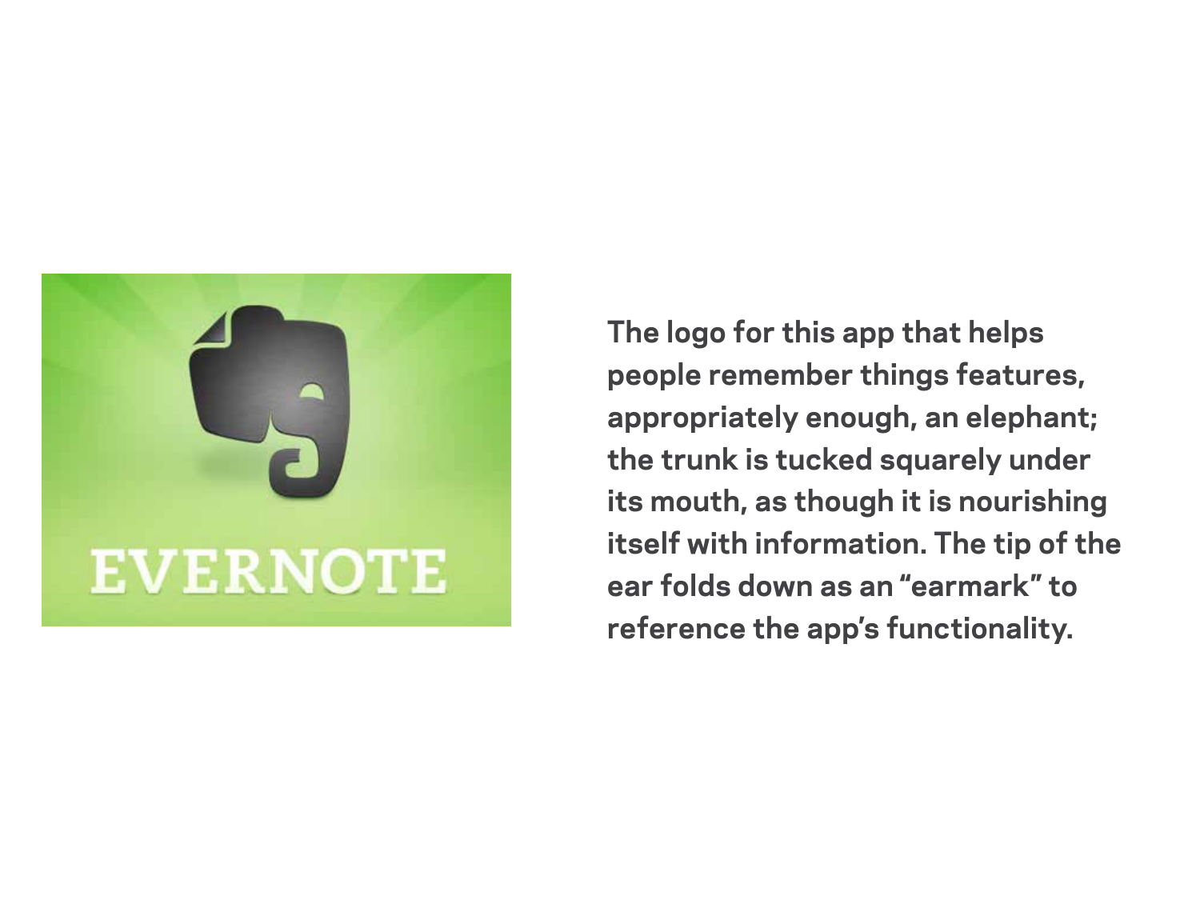The logo for this app that helps people remember things features, appropriately enough, an elephant; the trunk is tucked squarely under its mouth, as though it is nourishing itself with information. The tip of the ear folds down as an "earmark" to reference the app's functionality.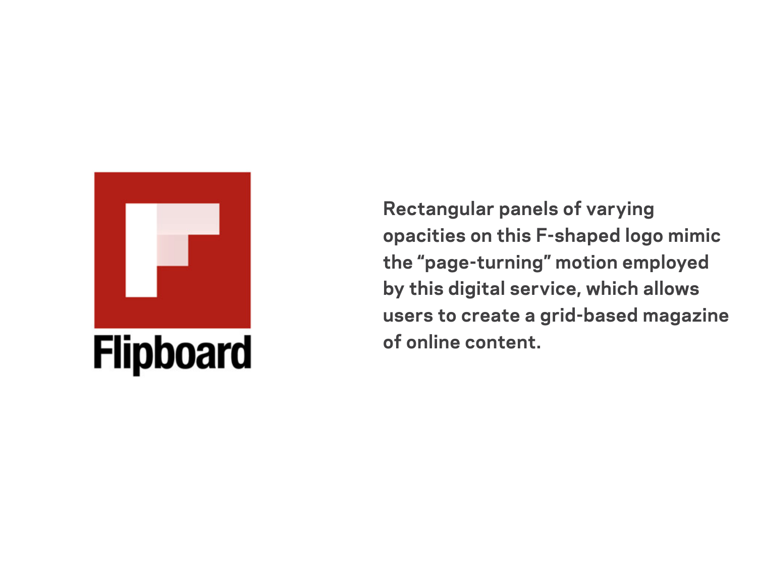Flipboard

Rectangular panels of varying opacities on this F-shaped logo mimic the “page-turning” motion employed by this digital service, which allows users to create a grid-based magazine of online content.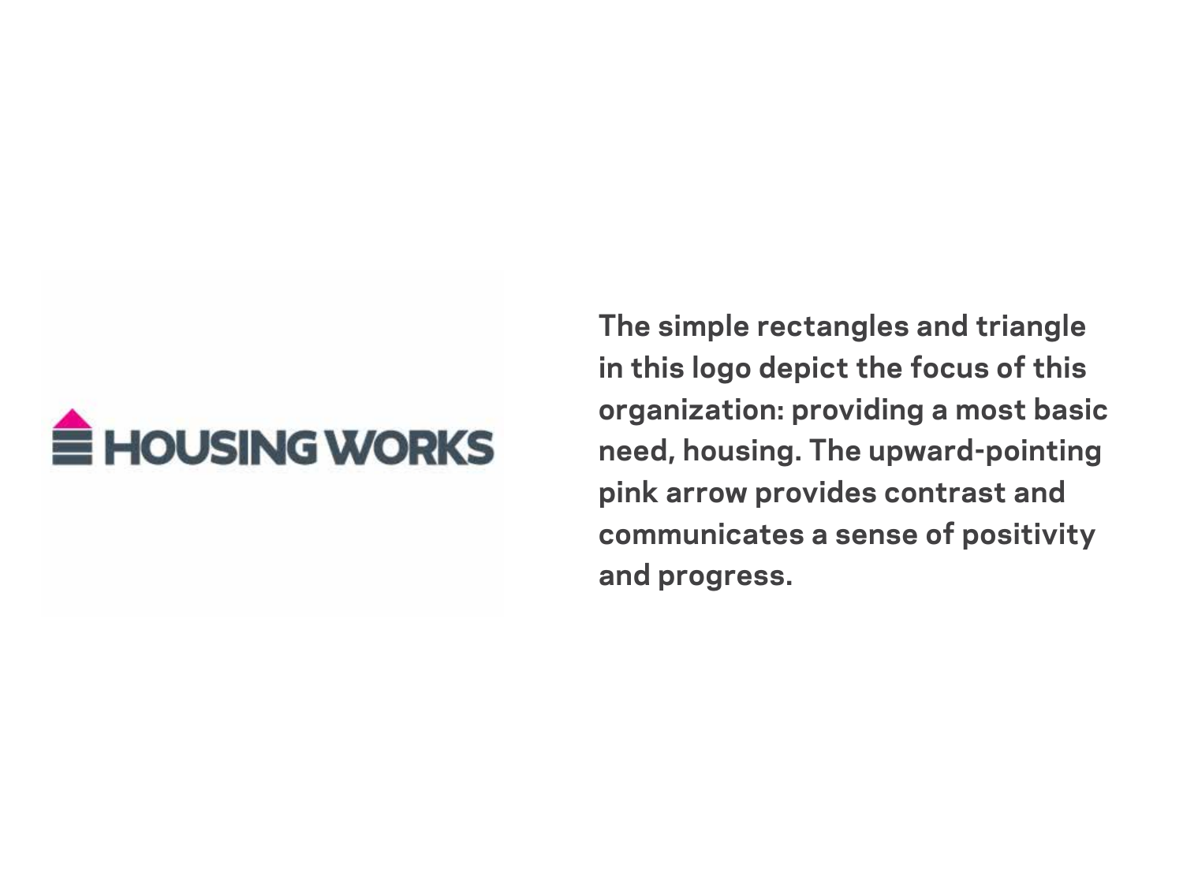HOUSING WORKS

The simple rectangles and triangle in this logo depict the focus of this organization: providing a most basic need, housing. The upward-pointing pink arrow provides contrast and communicates a sense of positivity and progress.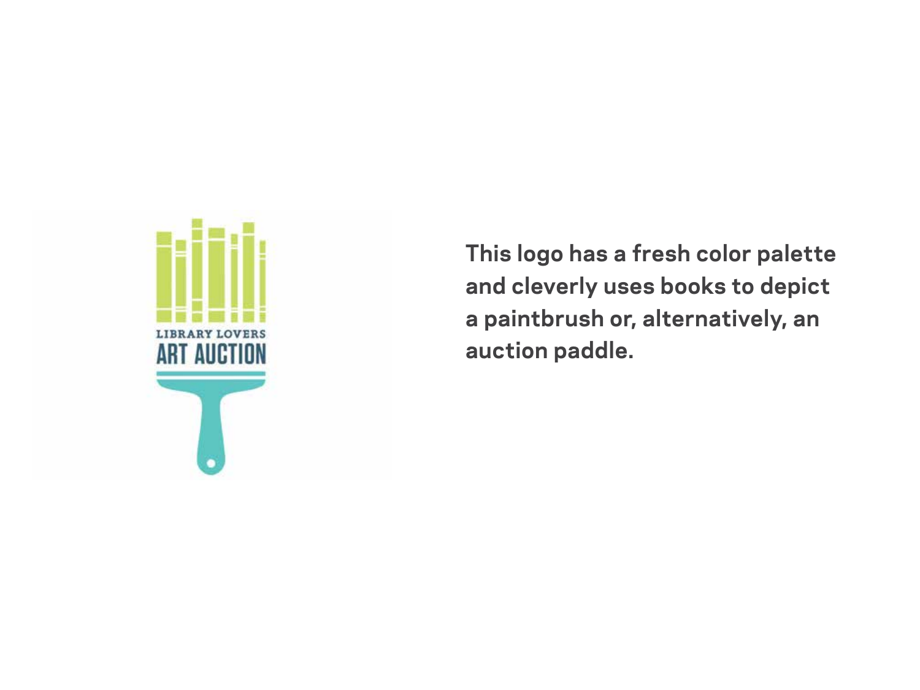This logo has a fresh color palette and cleverly uses books to depict a paintbrush or, alternatively, an auction paddle.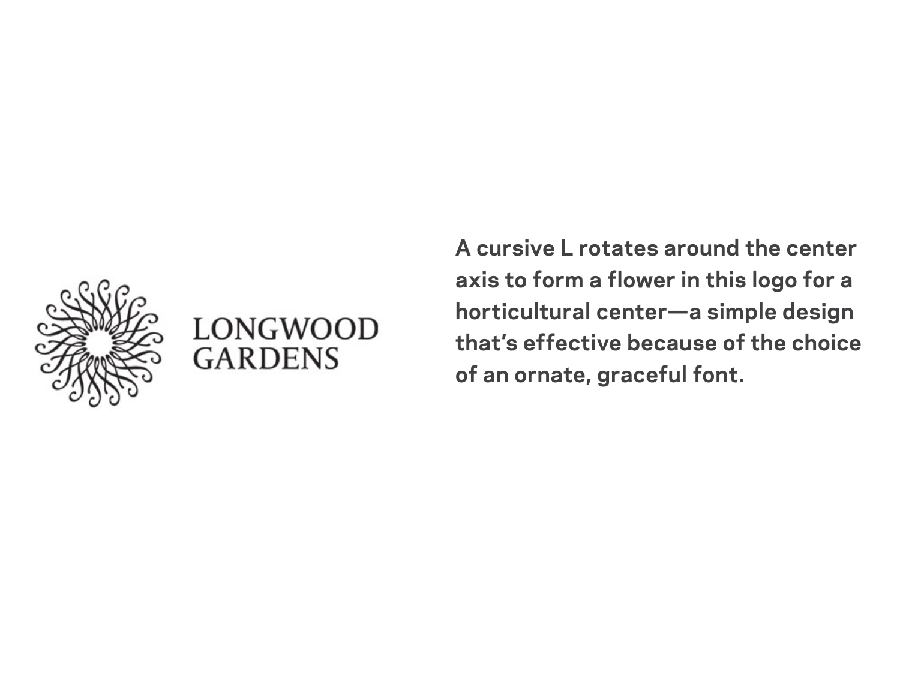LONGWOOD
GARDENS

A cursive L rotates around the center axis to form a flower in this logo for a horticultural center—a simple design that's effective because of the choice of an ornate, graceful font.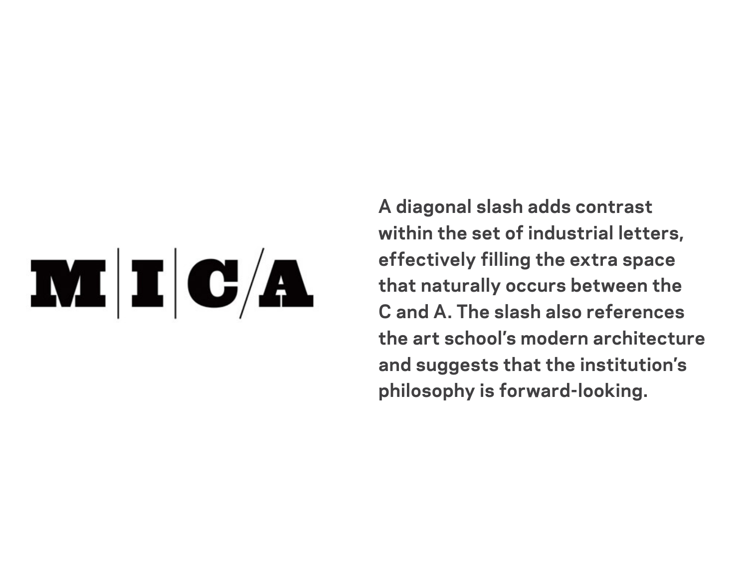M|I|C/A

A diagonal slash adds contrast within the set of industrial letters, effectively filling the extra space that naturally occurs between the C and A. The slash also references the art school's modern architecture and suggests that the institution's philosophy is forward-looking.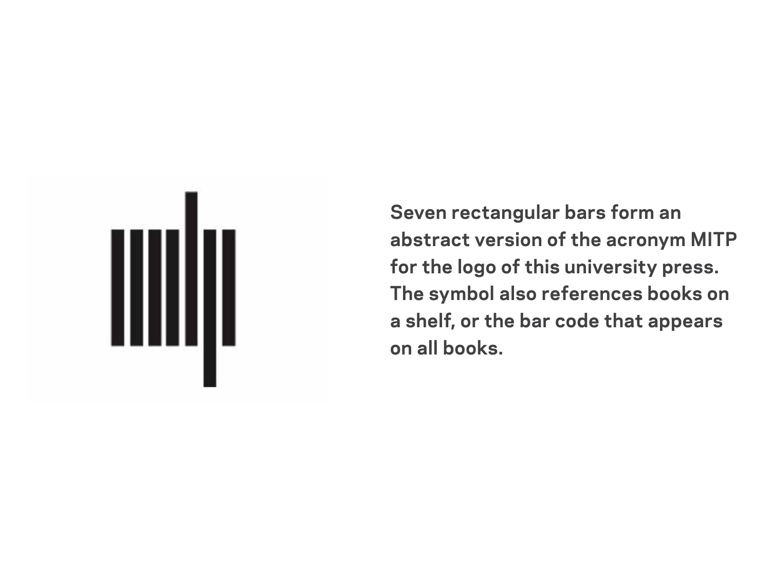Seven rectangular bars form an abstract version of the acronym MITP for the logo of this university press. The symbol also references books on a shelf, or the bar code that appears on all books.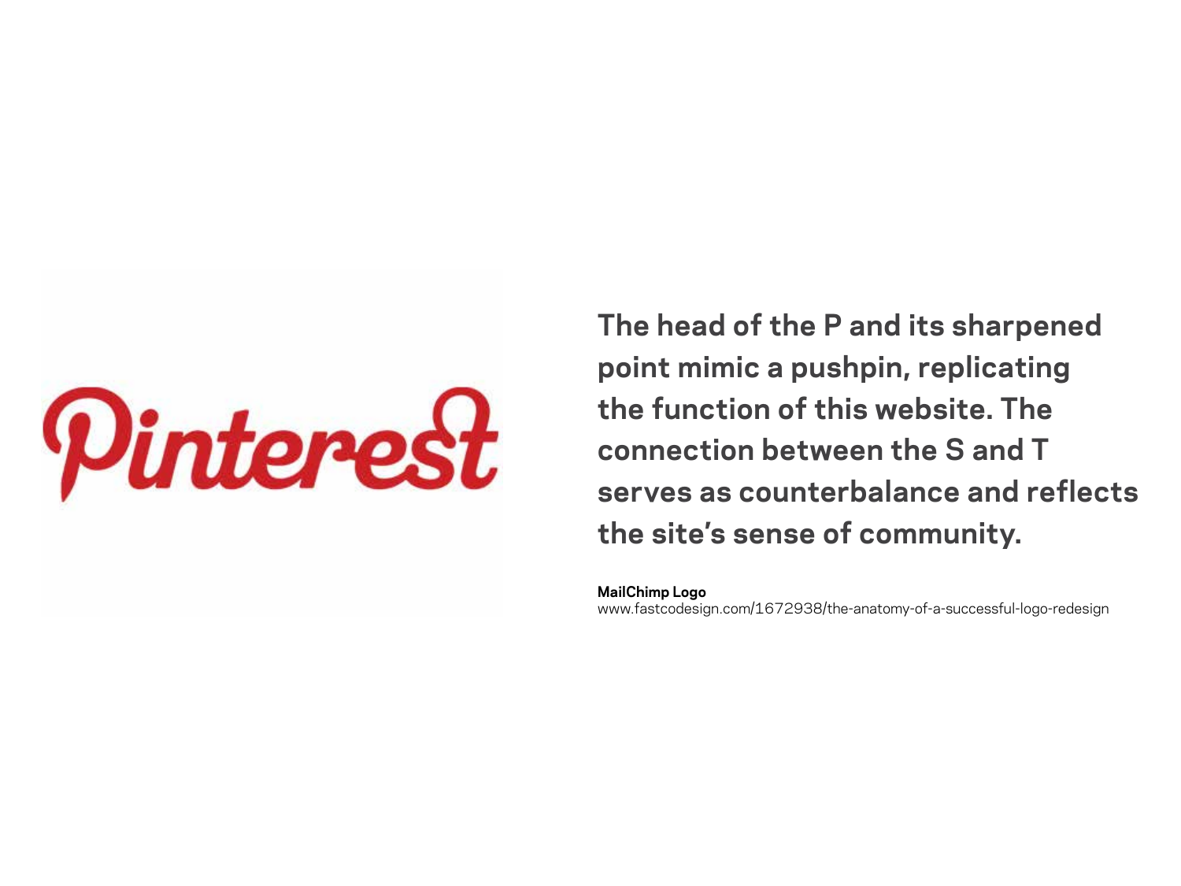Pinterest

**The head of the P and its sharpened point mimic a pushpin, replicating the function of this website. The connection between the S and T serves as counterbalance and reflects the site's sense of community.**

**MailChimp Logo**
www.fastcodesign.com/1672938/the-anatomy-of-a-successful-logo-redesign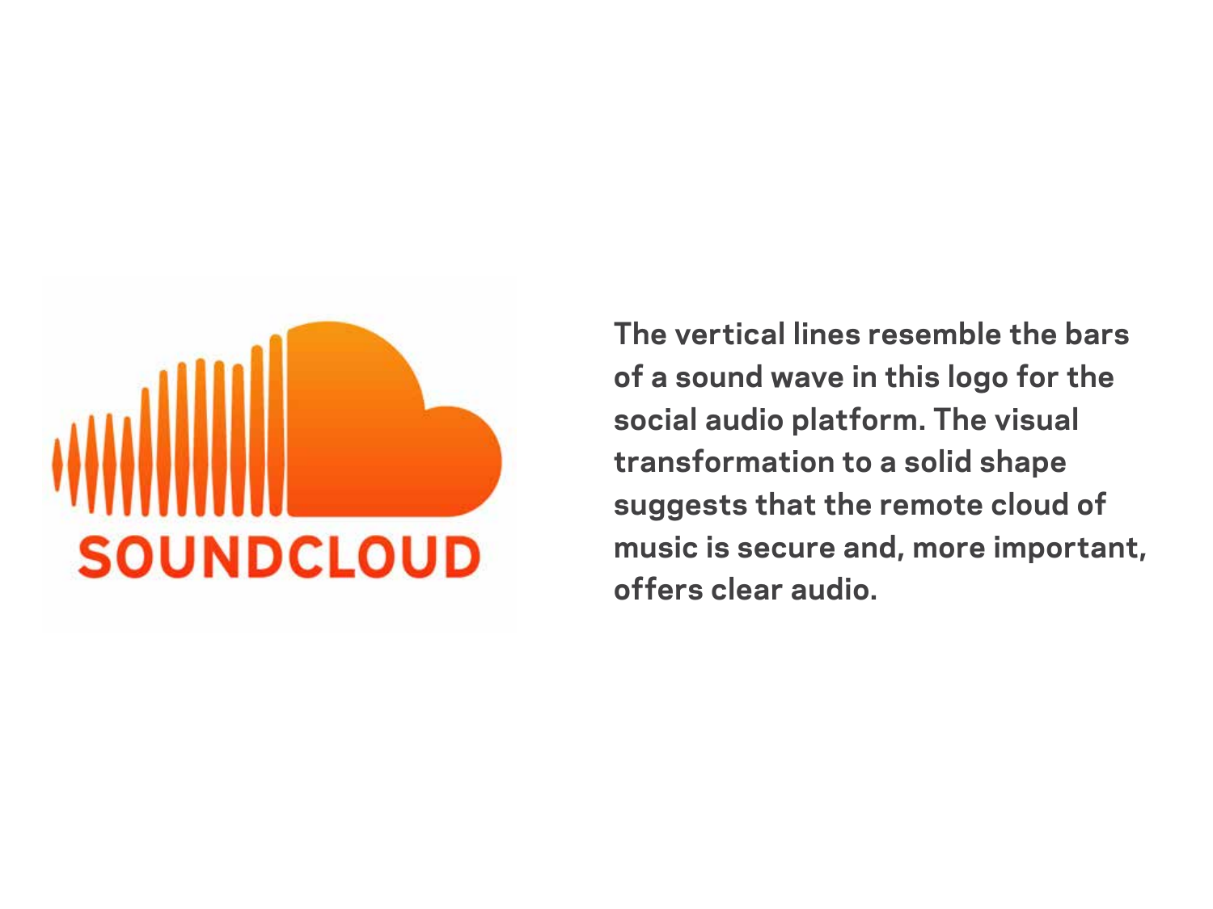The vertical lines resemble the bars of a sound wave in this logo for the social audio platform. The visual transformation to a solid shape suggests that the remote cloud of music is secure and, more important, offers clear audio.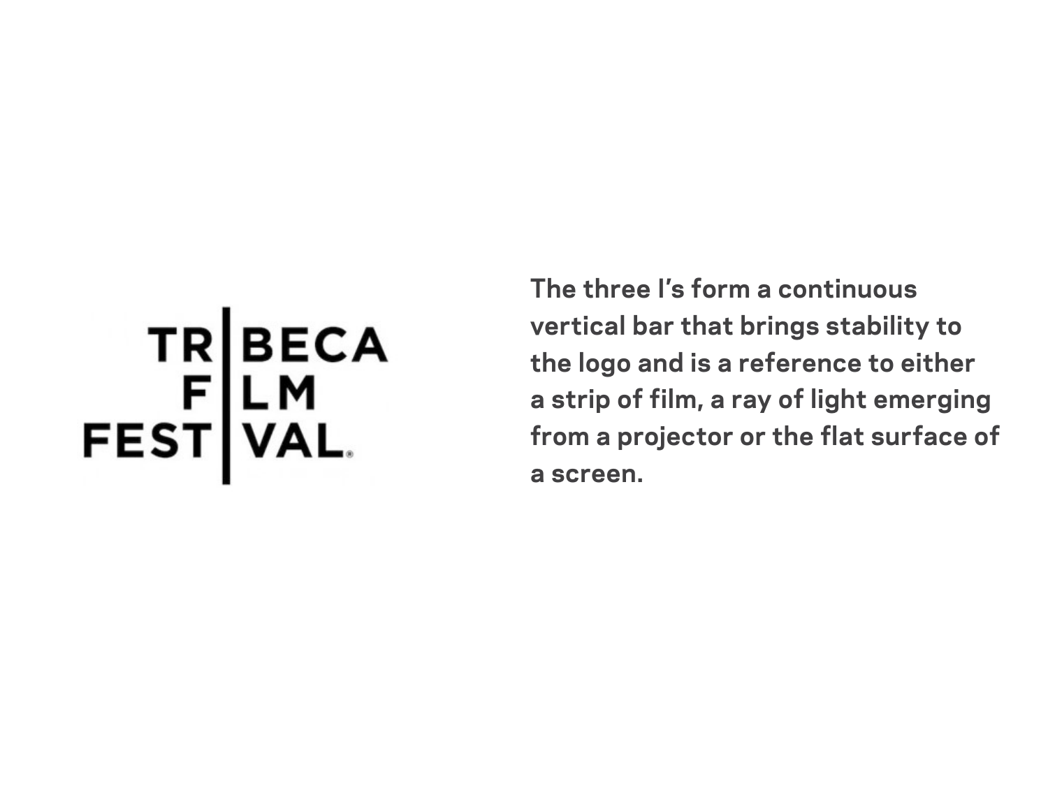TRIBECA
FILM
FESTIVAL

The three I's form a continuous vertical bar that brings stability to the logo and is a reference to either a strip of film, a ray of light emerging from a projector or the flat surface of a screen.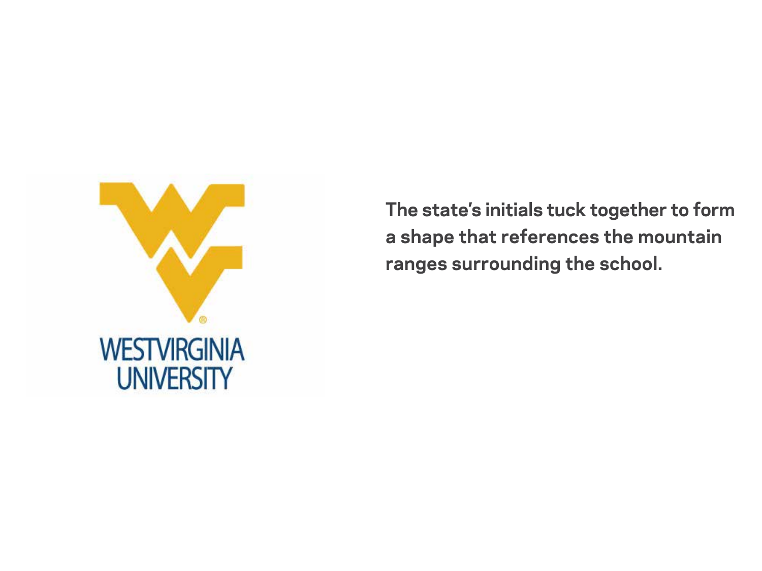The state's initials tuck together to form a shape that references the mountain ranges surrounding the school.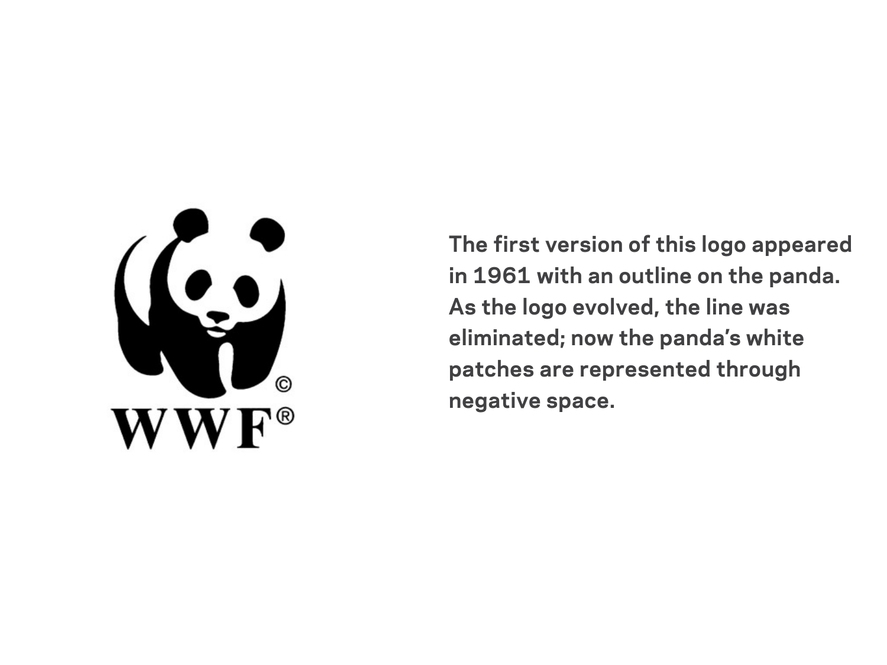The first version of this logo appeared in 1961 with an outline on the panda. As the logo evolved, the line was eliminated; now the panda's white patches are represented through negative space.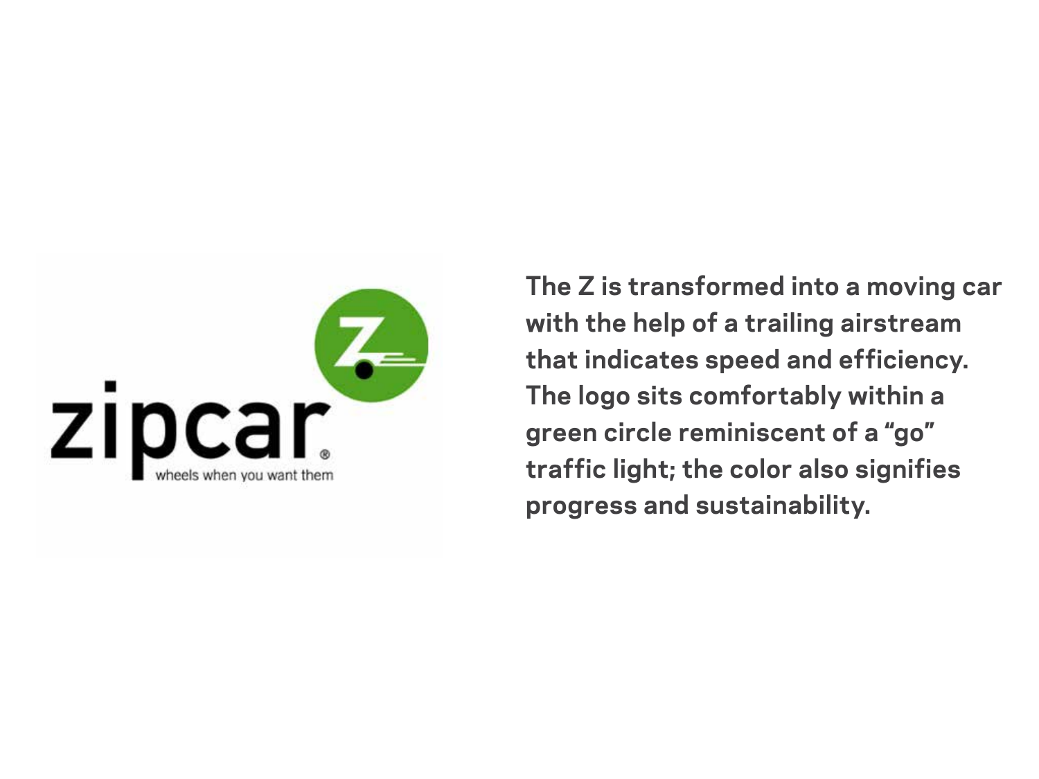The Z is transformed into a moving car with the help of a trailing airstream that indicates speed and efficiency. The logo sits comfortably within a green circle reminiscent of a "go" traffic light; the color also signifies progress and sustainability.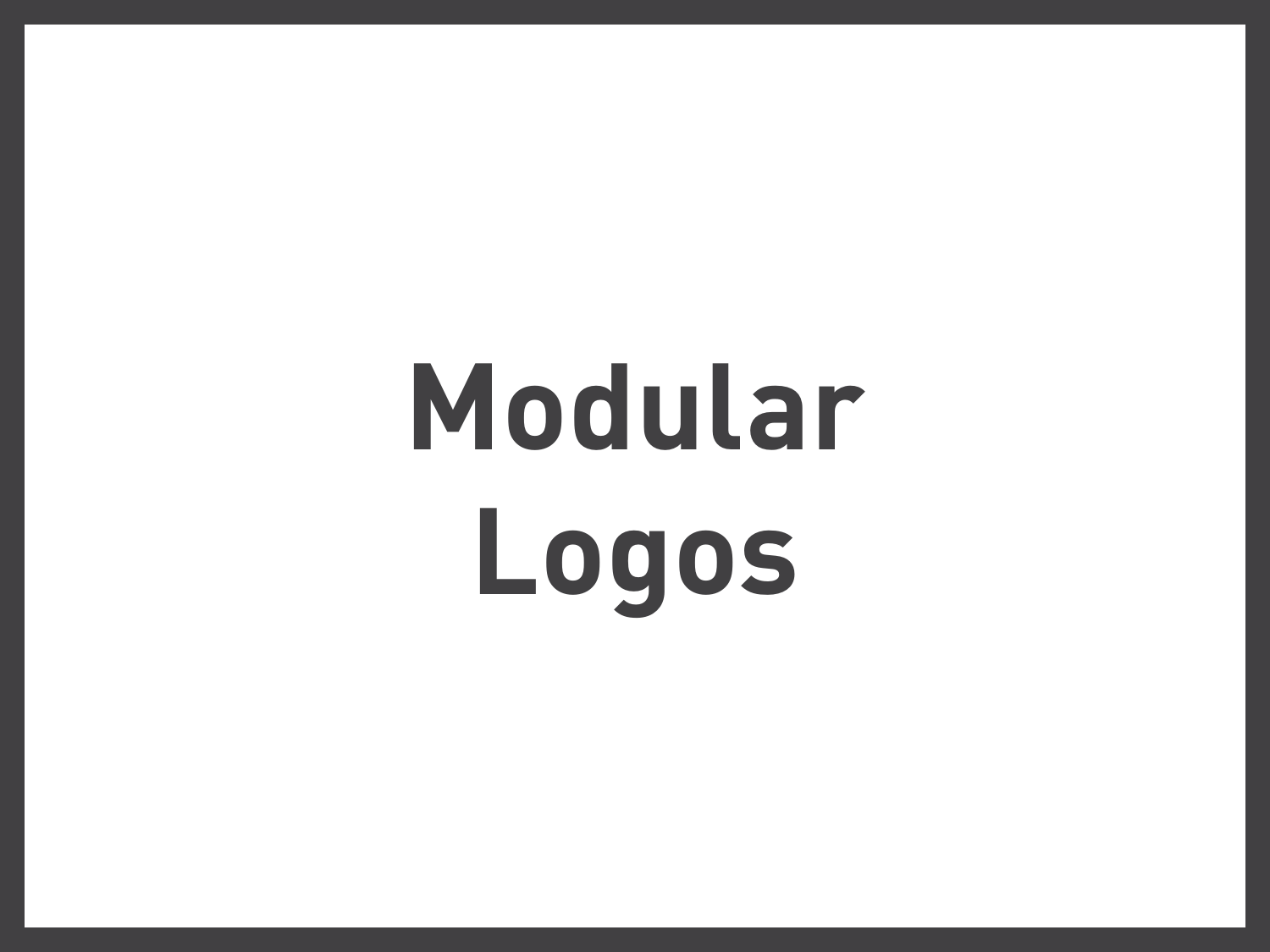# Modular Logos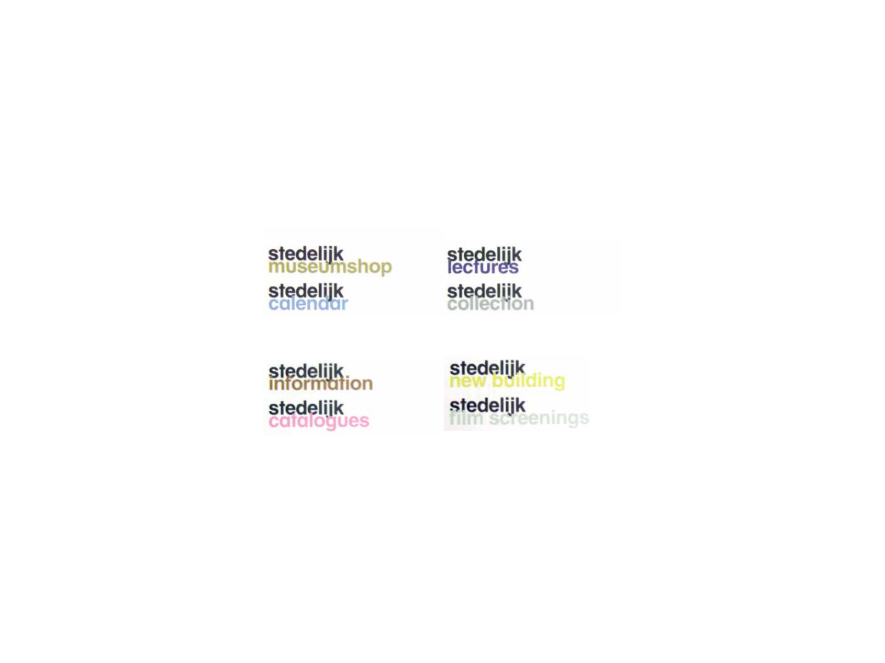stedelijk
museumshop

stedelijk
lectures

stedelijk
calendar

stedelijk
collection

stedelijk
information

stedelijk
new building

stedelijk
catalogues

stedelijk
film screenings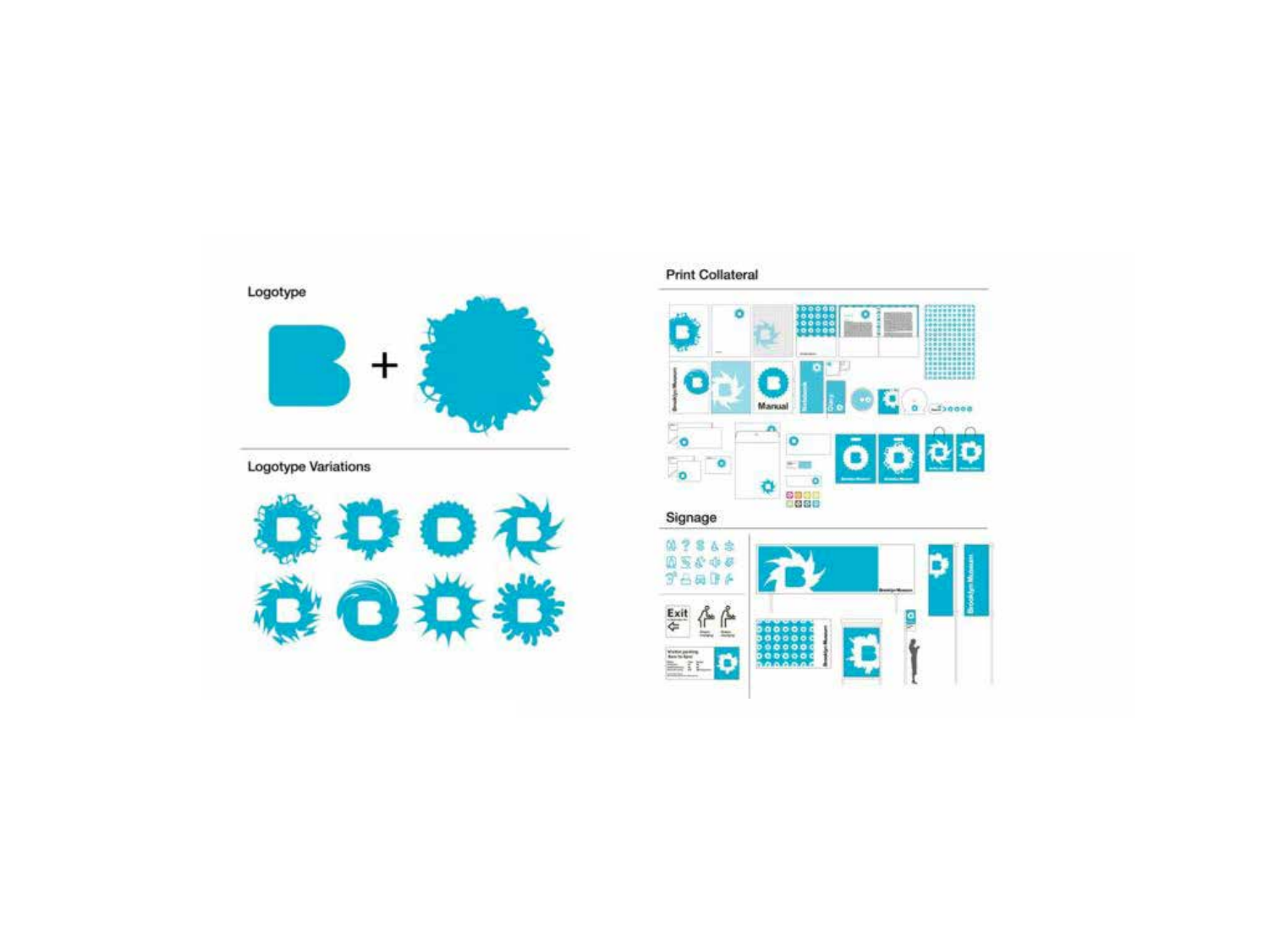Logotype

Logotype Variations

Print Collateral

Signage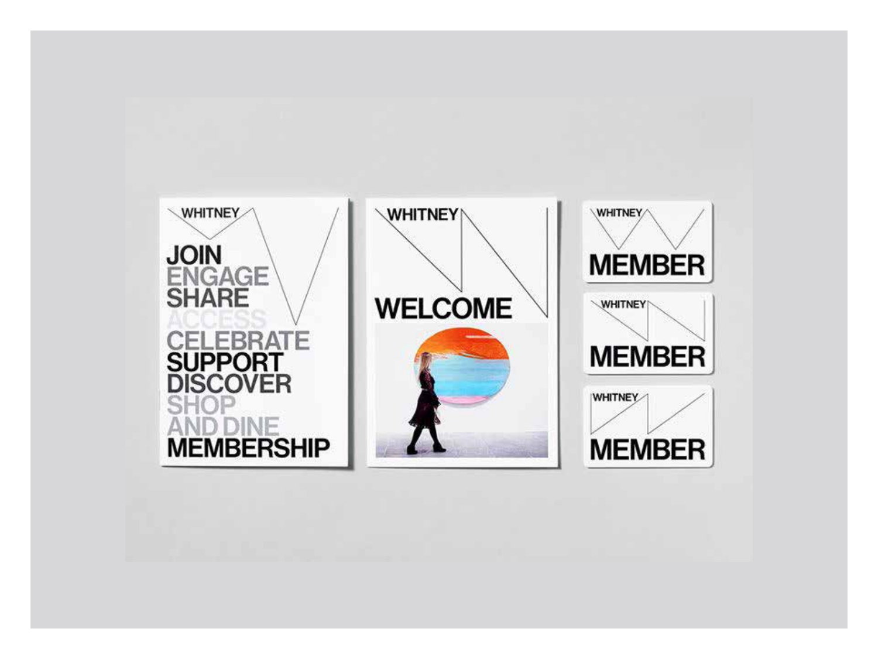WHITNEY

JOIN
ENGAGE
SHARE
ACCESS
CELEBRATE
SUPPORT
DISCOVER
SHOP
AND DINE
MEMBERSHIP

WHITNEY

WELCOME

WHITNEY

MEMBER

WHITNEY

MEMBER

WHITNEY

MEMBER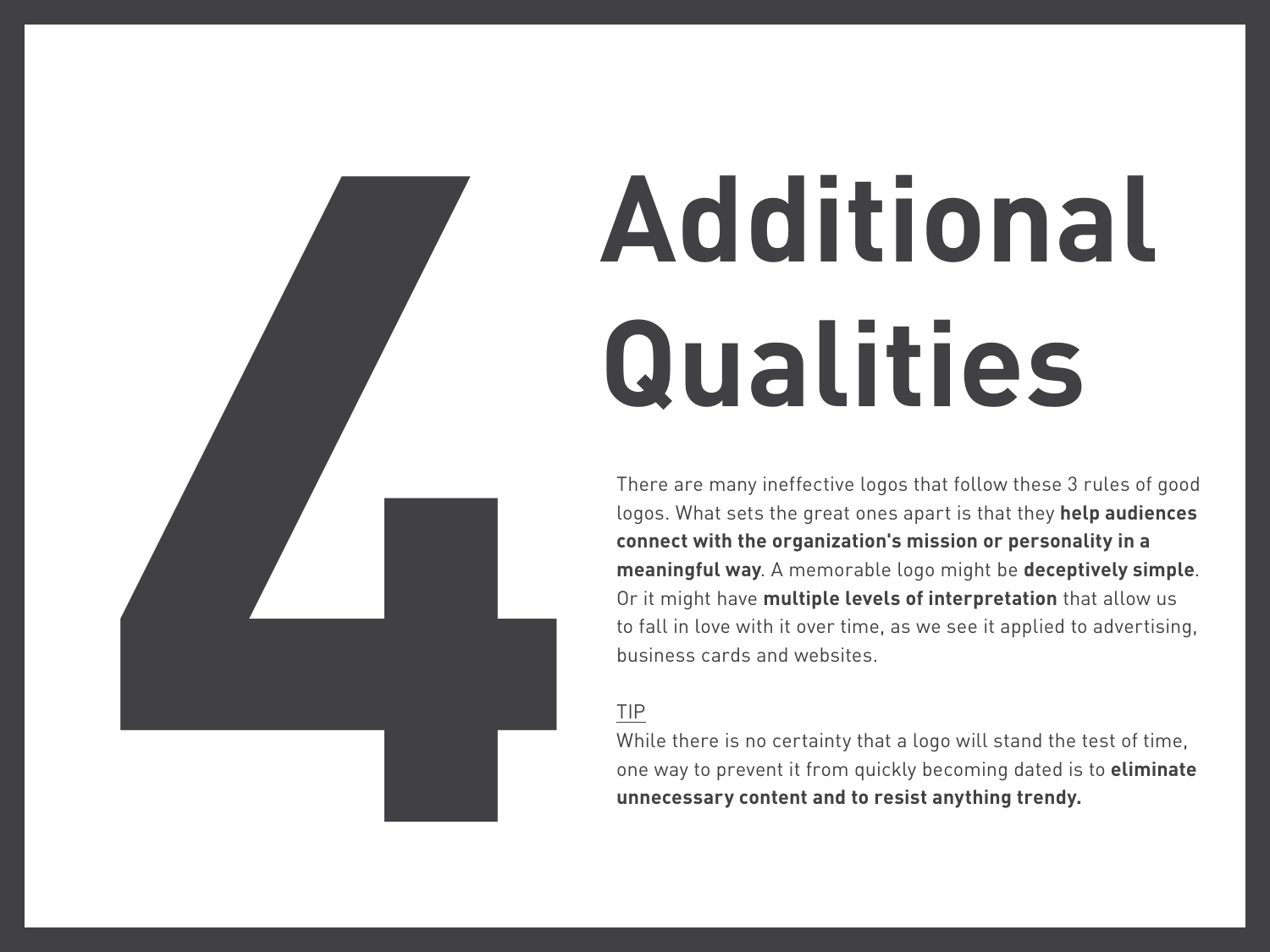# 4 Additional Qualities

There are many ineffective logos that follow these 3 rules of good logos. What sets the great ones apart is that they **help audiences connect with the organization's mission or personality in a meaningful way**. A memorable logo might be **deceptively simple**. Or it might have **multiple levels of interpretation** that allow us to fall in love with it over time, as we see it applied to advertising, business cards and websites.

TIP

While there is no certainty that a logo will stand the test of time, one way to prevent it from quickly becoming dated is to **eliminate unnecessary content and to resist anything trendy.**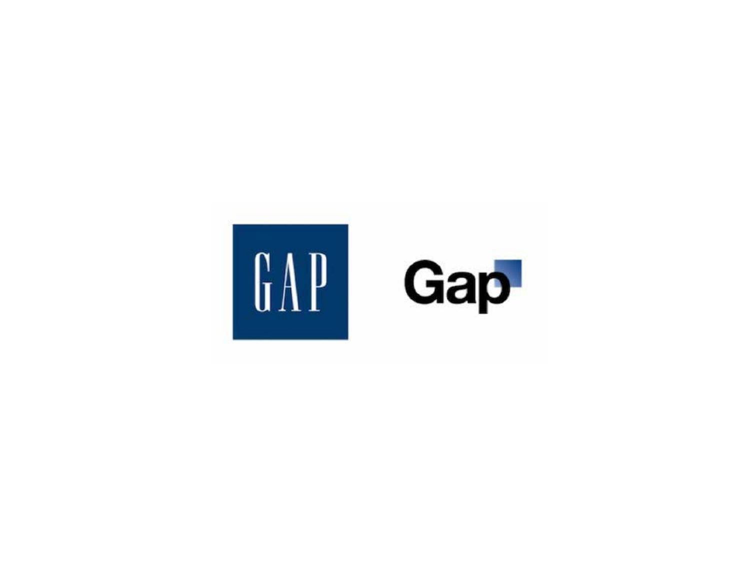GAP

Gap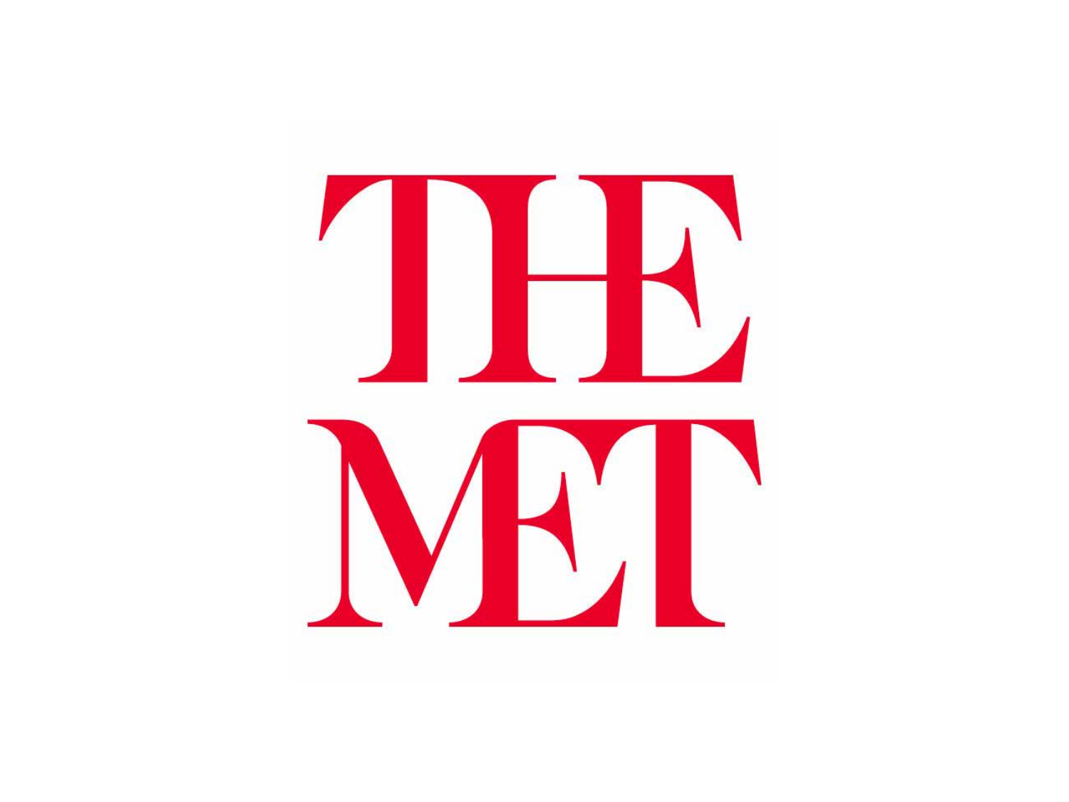THE MET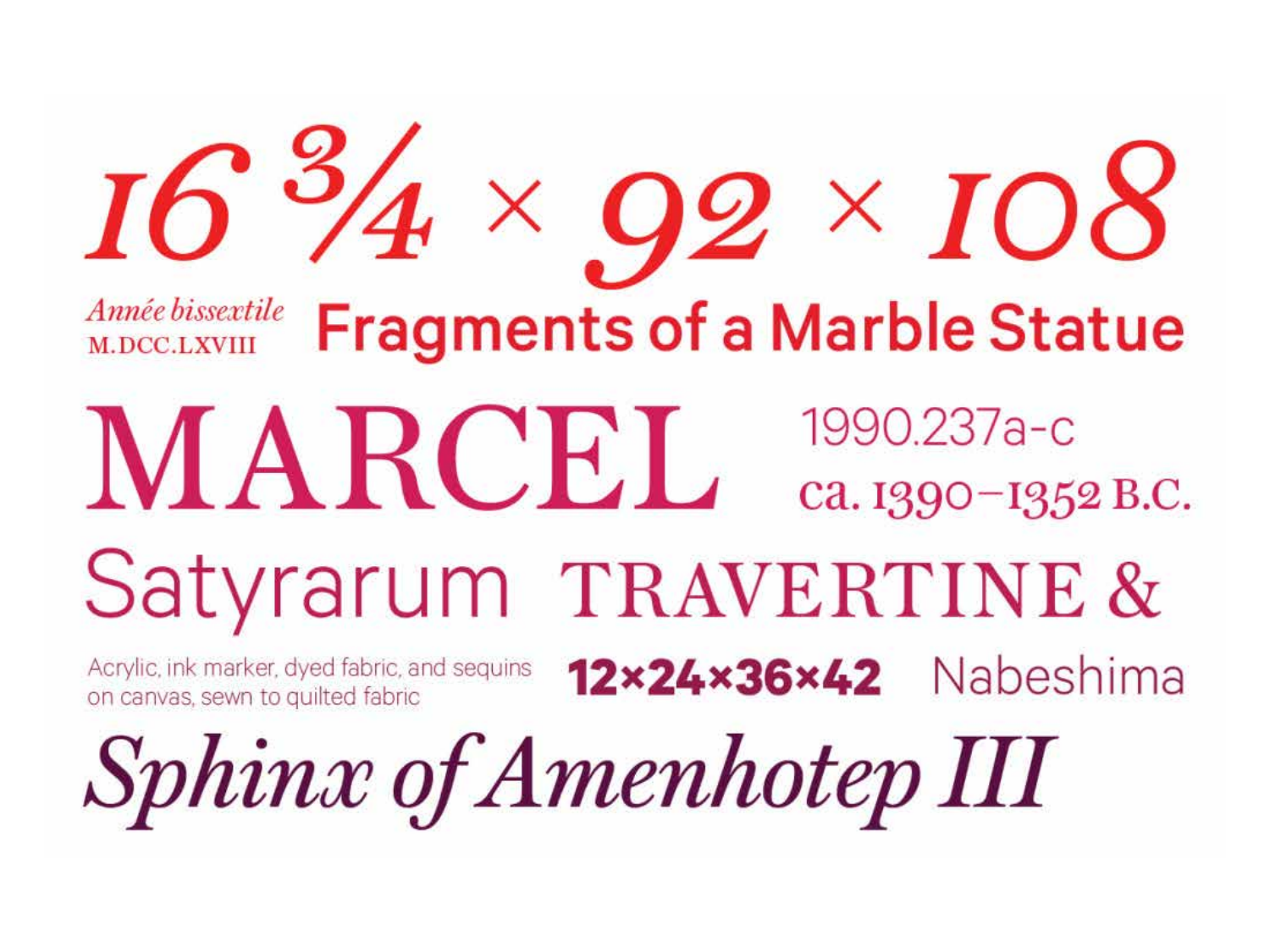*16 ¾ × 92 × 108*

*Année bissextile*
M.DCC.LXVIII

**Fragments of a Marble Statue**

MARCEL

1990.237a-c

ca. 1390–1352 B.C.

Satyrarum TRAVERTINE &

Acrylic, ink marker, dyed fabric, and sequins on canvas, sewn to quilted fabric

**12×24×36×42**

Nabeshima

*Sphinx of Amenhotep III*